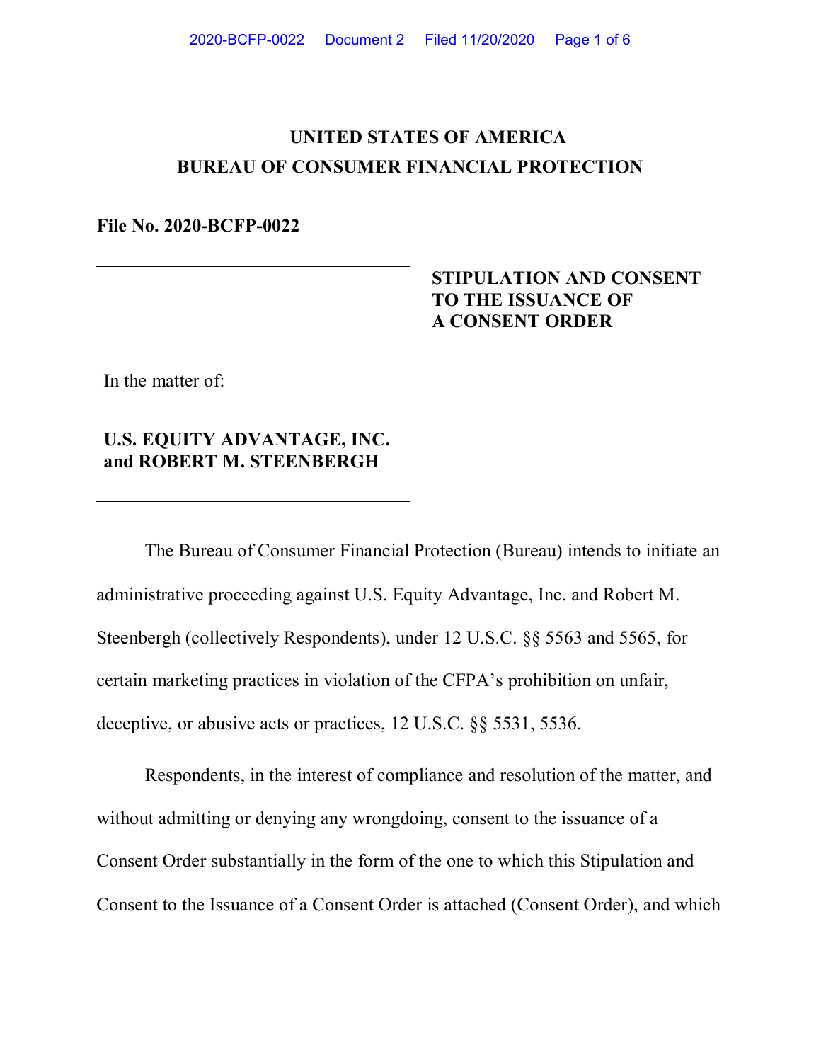# UNITED STATES OF AMERICA
## BUREAU OF CONSUMER FINANCIAL PROTECTION

**File No. 2020-BCFP-0022**

In the matter of:

**U.S. EQUITY ADVANTAGE, INC. and ROBERT M. STEENBERGH**

**STIPULATION AND CONSENT TO THE ISSUANCE OF A CONSENT ORDER**

The Bureau of Consumer Financial Protection (Bureau) intends to initiate an administrative proceeding against U.S. Equity Advantage, Inc. and Robert M. Steenbergh (collectively Respondents), under 12 U.S.C. §§ 5563 and 5565, for certain marketing practices in violation of the CFPA's prohibition on unfair, deceptive, or abusive acts or practices, 12 U.S.C. §§ 5531, 5536.

Respondents, in the interest of compliance and resolution of the matter, and without admitting or denying any wrongdoing, consent to the issuance of a Consent Order substantially in the form of the one to which this Stipulation and Consent to the Issuance of a Consent Order is attached (Consent Order), and which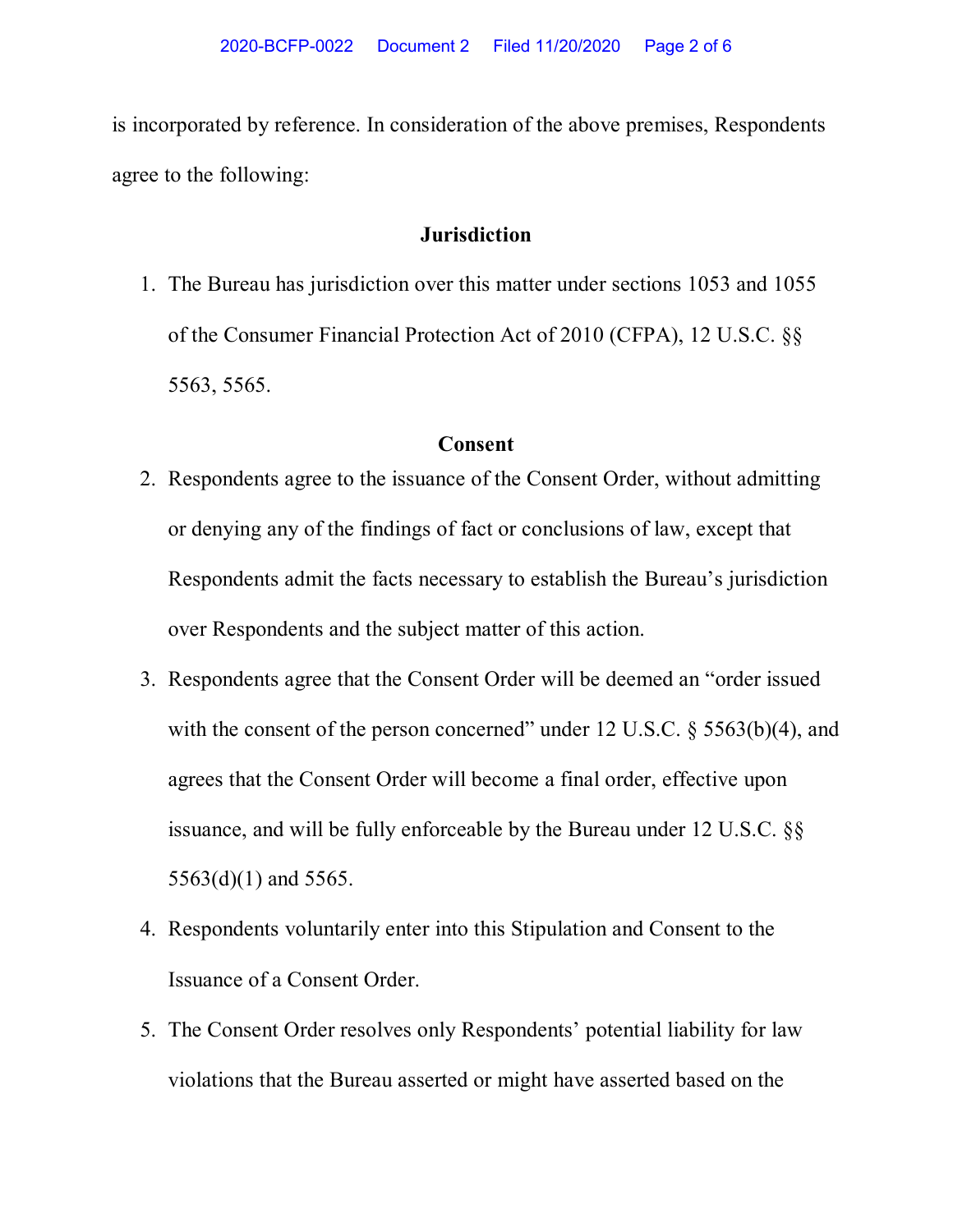is incorporated by reference. In consideration of the above premises, Respondents agree to the following:

## Jurisdiction

1. The Bureau has jurisdiction over this matter under sections 1053 and 1055 of the Consumer Financial Protection Act of 2010 (CFPA), 12 U.S.C. §§ 5563, 5565.

## Consent

2. Respondents agree to the issuance of the Consent Order, without admitting or denying any of the findings of fact or conclusions of law, except that Respondents admit the facts necessary to establish the Bureau's jurisdiction over Respondents and the subject matter of this action.
3. Respondents agree that the Consent Order will be deemed an "order issued with the consent of the person concerned" under 12 U.S.C. § 5563(b)(4), and agrees that the Consent Order will become a final order, effective upon issuance, and will be fully enforceable by the Bureau under 12 U.S.C. §§ 5563(d)(1) and 5565.
4. Respondents voluntarily enter into this Stipulation and Consent to the Issuance of a Consent Order.
5. The Consent Order resolves only Respondents' potential liability for law violations that the Bureau asserted or might have asserted based on the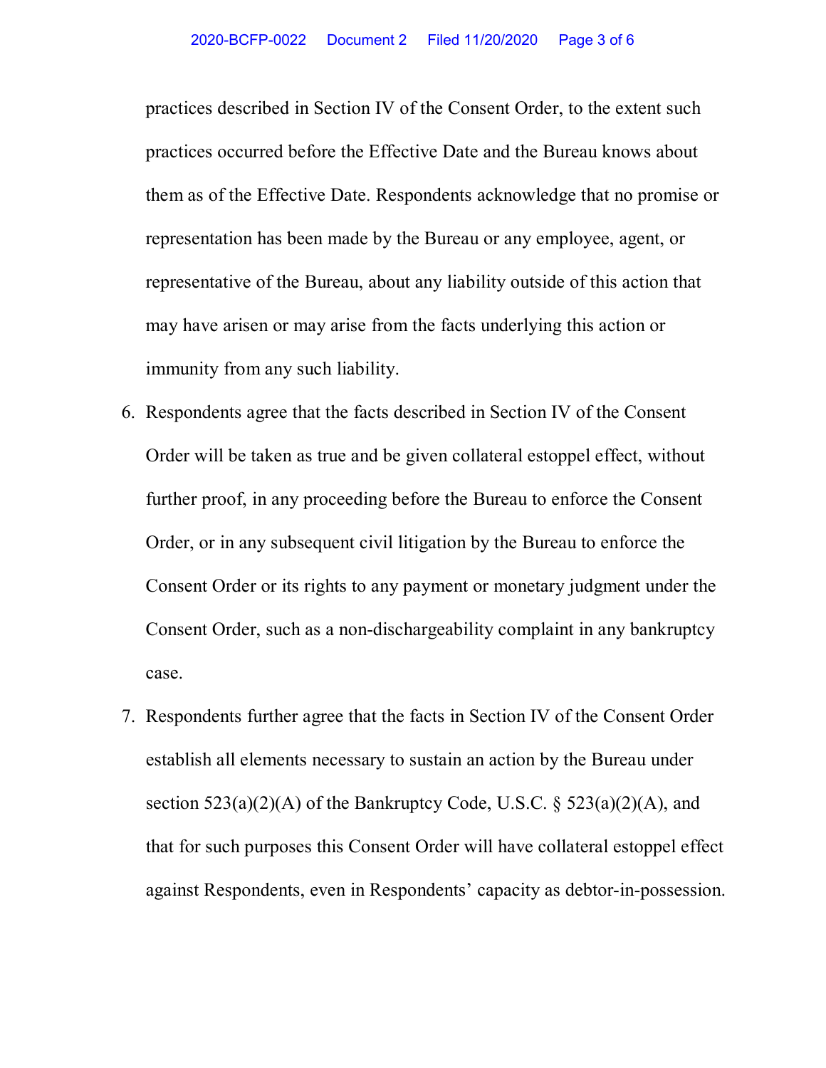practices described in Section IV of the Consent Order, to the extent such practices occurred before the Effective Date and the Bureau knows about them as of the Effective Date. Respondents acknowledge that no promise or representation has been made by the Bureau or any employee, agent, or representative of the Bureau, about any liability outside of this action that may have arisen or may arise from the facts underlying this action or immunity from any such liability.

6. Respondents agree that the facts described in Section IV of the Consent Order will be taken as true and be given collateral estoppel effect, without further proof, in any proceeding before the Bureau to enforce the Consent Order, or in any subsequent civil litigation by the Bureau to enforce the Consent Order or its rights to any payment or monetary judgment under the Consent Order, such as a non-dischargeability complaint in any bankruptcy case.

7. Respondents further agree that the facts in Section IV of the Consent Order establish all elements necessary to sustain an action by the Bureau under section 523(a)(2)(A) of the Bankruptcy Code, U.S.C. § 523(a)(2)(A), and that for such purposes this Consent Order will have collateral estoppel effect against Respondents, even in Respondents' capacity as debtor-in-possession.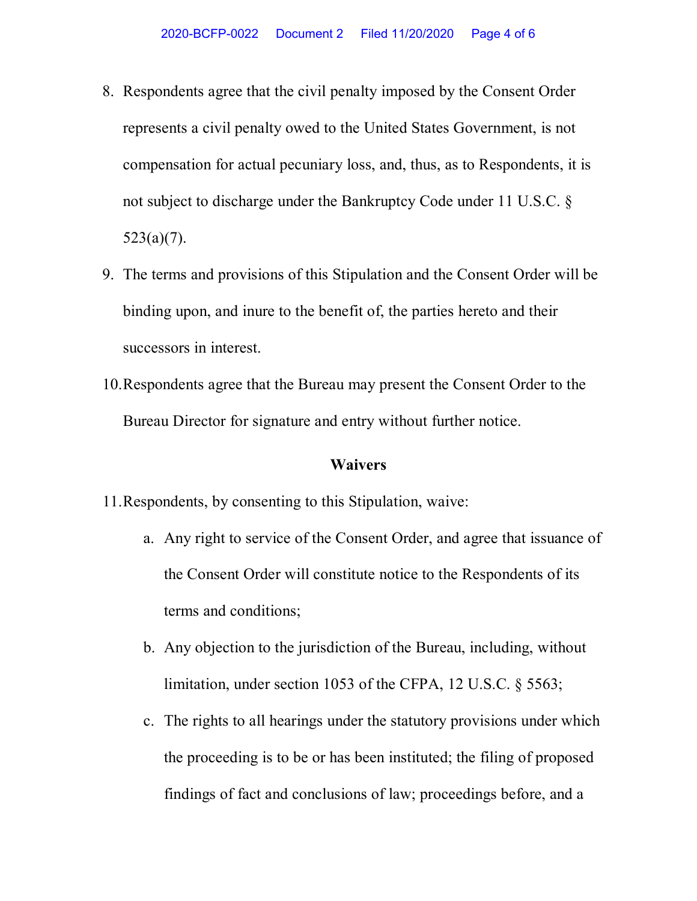8. Respondents agree that the civil penalty imposed by the Consent Order represents a civil penalty owed to the United States Government, is not compensation for actual pecuniary loss, and, thus, as to Respondents, it is not subject to discharge under the Bankruptcy Code under 11 U.S.C. § 523(a)(7).
9. The terms and provisions of this Stipulation and the Consent Order will be binding upon, and inure to the benefit of, the parties hereto and their successors in interest.
10. Respondents agree that the Bureau may present the Consent Order to the Bureau Director for signature and entry without further notice.

### Waivers

11. Respondents, by consenting to this Stipulation, waive:
    a. Any right to service of the Consent Order, and agree that issuance of the Consent Order will constitute notice to the Respondents of its terms and conditions;
    b. Any objection to the jurisdiction of the Bureau, including, without limitation, under section 1053 of the CFPA, 12 U.S.C. § 5563;
    c. The rights to all hearings under the statutory provisions under which the proceeding is to be or has been instituted; the filing of proposed findings of fact and conclusions of law; proceedings before, and a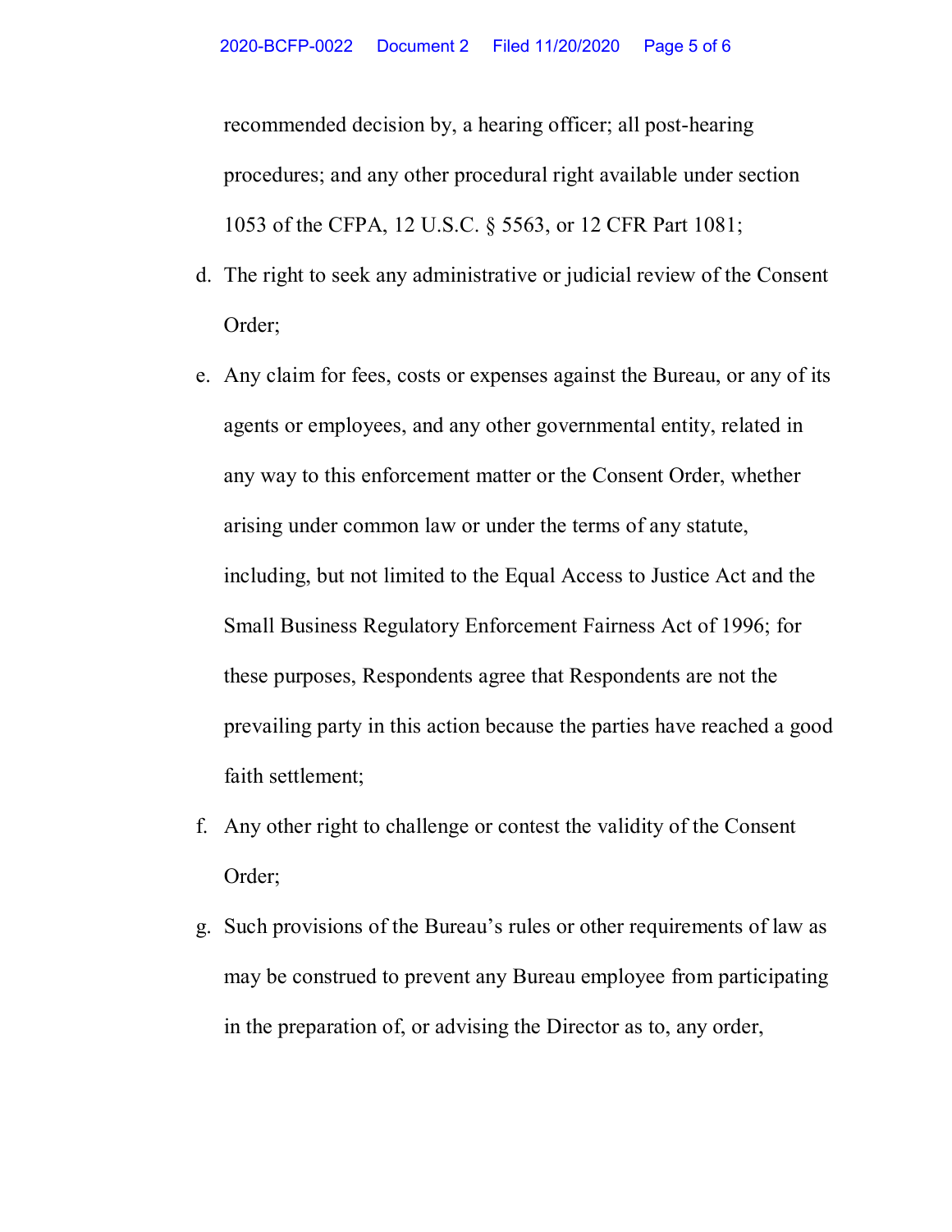recommended decision by, a hearing officer; all post-hearing procedures; and any other procedural right available under section 1053 of the CFPA, 12 U.S.C. § 5563, or 12 CFR Part 1081;

d. The right to seek any administrative or judicial review of the Consent Order;

e. Any claim for fees, costs or expenses against the Bureau, or any of its agents or employees, and any other governmental entity, related in any way to this enforcement matter or the Consent Order, whether arising under common law or under the terms of any statute, including, but not limited to the Equal Access to Justice Act and the Small Business Regulatory Enforcement Fairness Act of 1996; for these purposes, Respondents agree that Respondents are not the prevailing party in this action because the parties have reached a good faith settlement;

f. Any other right to challenge or contest the validity of the Consent Order;

g. Such provisions of the Bureau's rules or other requirements of law as may be construed to prevent any Bureau employee from participating in the preparation of, or advising the Director as to, any order,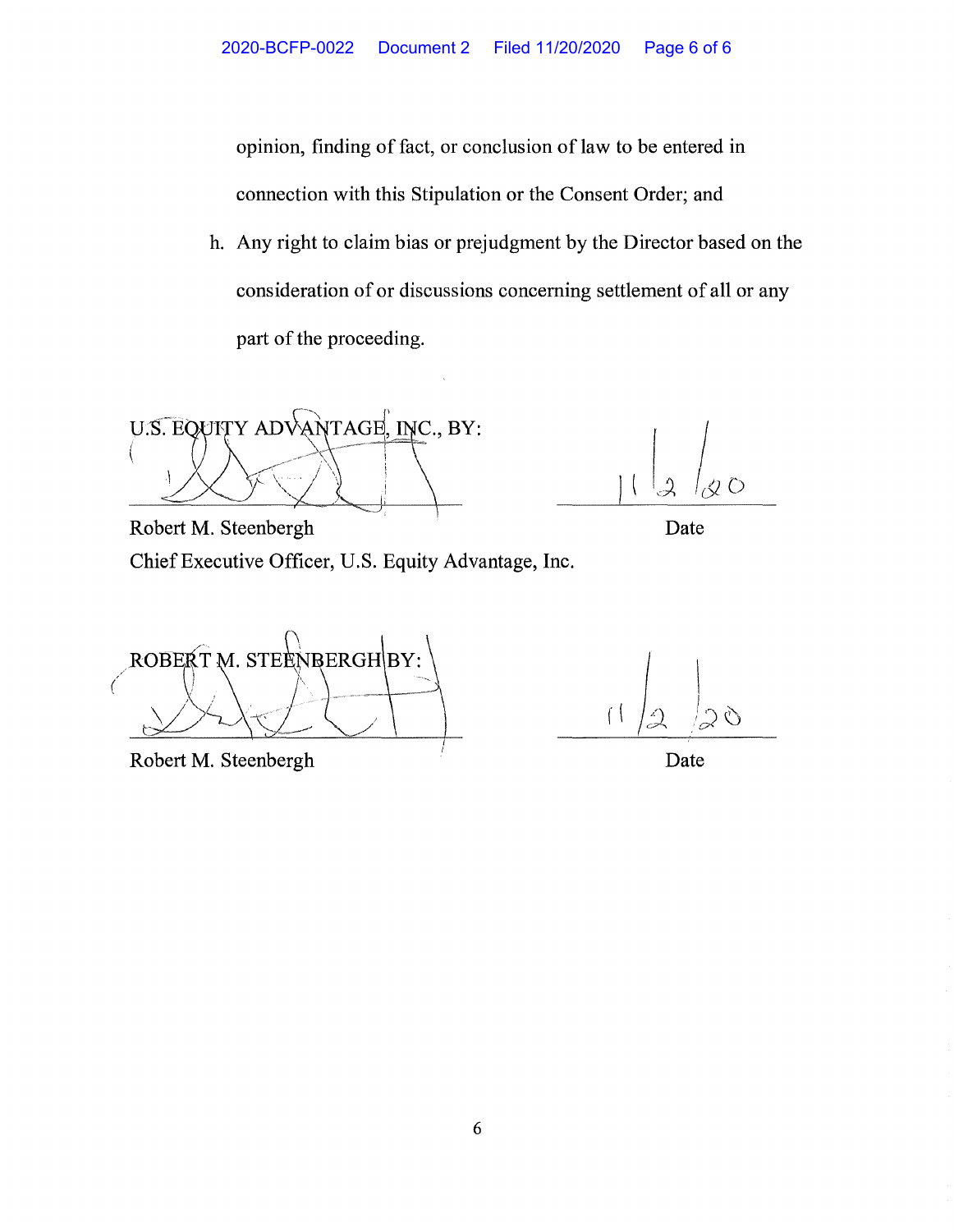opinion, finding of fact, or conclusion of law to be entered in connection with this Stipulation or the Consent Order; and

h. Any right to claim bias or prejudgment by the Director based on the consideration of or discussions concerning settlement of all or any part of the proceeding.

U.S. EQUITY ADVANTAGE, INC., BY:

_______________________________ 11/2/20
Robert M. Steenbergh Date
Chief Executive Officer, U.S. Equity Advantage, Inc.

ROBERT M. STEENBERGH BY:

_______________________________ 11/2/20
Robert M. Steenbergh Date